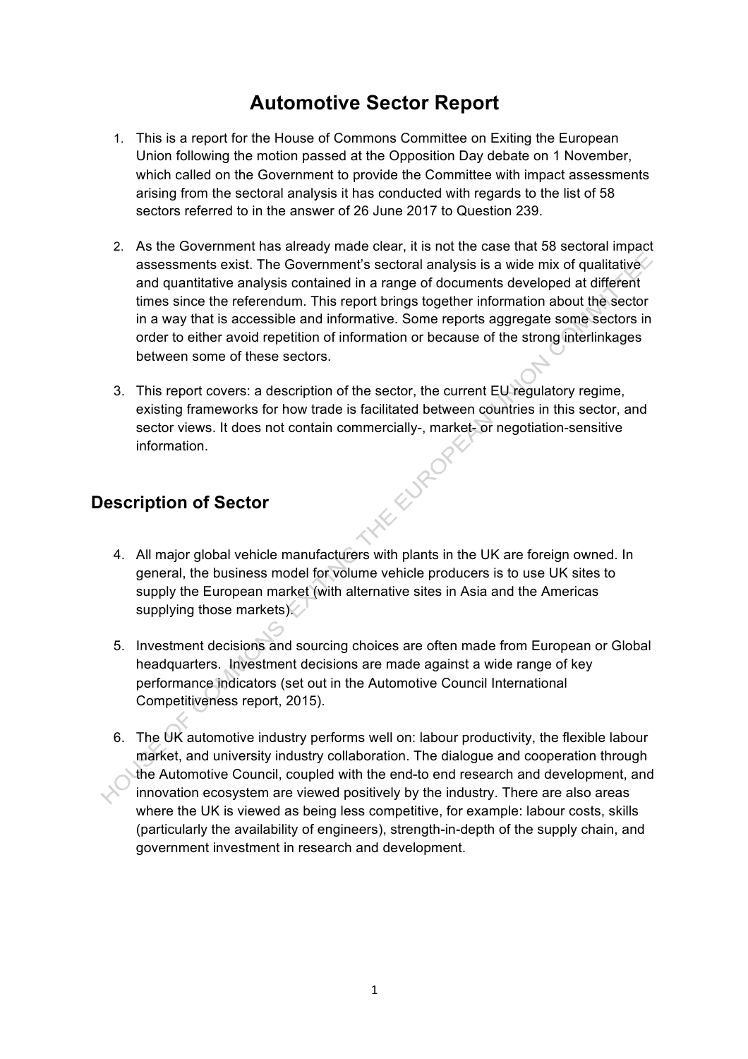# Automotive Sector Report

1. This is a report for the House of Commons Committee on Exiting the European Union following the motion passed at the Opposition Day debate on 1 November, which called on the Government to provide the Committee with impact assessments arising from the sectoral analysis it has conducted with regards to the list of 58 sectors referred to in the answer of 26 June 2017 to Question 239.

2. As the Government has already made clear, it is not the case that 58 sectoral impact assessments exist. The Government's sectoral analysis is a wide mix of qualitative and quantitative analysis contained in a range of documents developed at different times since the referendum. This report brings together information about the sector in a way that is accessible and informative. Some reports aggregate some sectors in order to either avoid repetition of information or because of the strong interlinkages between some of these sectors.

3. This report covers: a description of the sector, the current EU regulatory regime, existing frameworks for how trade is facilitated between countries in this sector, and sector views. It does not contain commercially-, market- or negotiation-sensitive information.

## Description of Sector

4. All major global vehicle manufacturers with plants in the UK are foreign owned. In general, the business model for volume vehicle producers is to use UK sites to supply the European market (with alternative sites in Asia and the Americas supplying those markets).

5. Investment decisions and sourcing choices are often made from European or Global headquarters. Investment decisions are made against a wide range of key performance indicators (set out in the Automotive Council International Competitiveness report, 2015).

6. The UK automotive industry performs well on: labour productivity, the flexible labour market, and university industry collaboration. The dialogue and cooperation through the Automotive Council, coupled with the end-to end research and development, and innovation ecosystem are viewed positively by the industry. There are also areas where the UK is viewed as being less competitive, for example: labour costs, skills (particularly the availability of engineers), strength-in-depth of the supply chain, and government investment in research and development.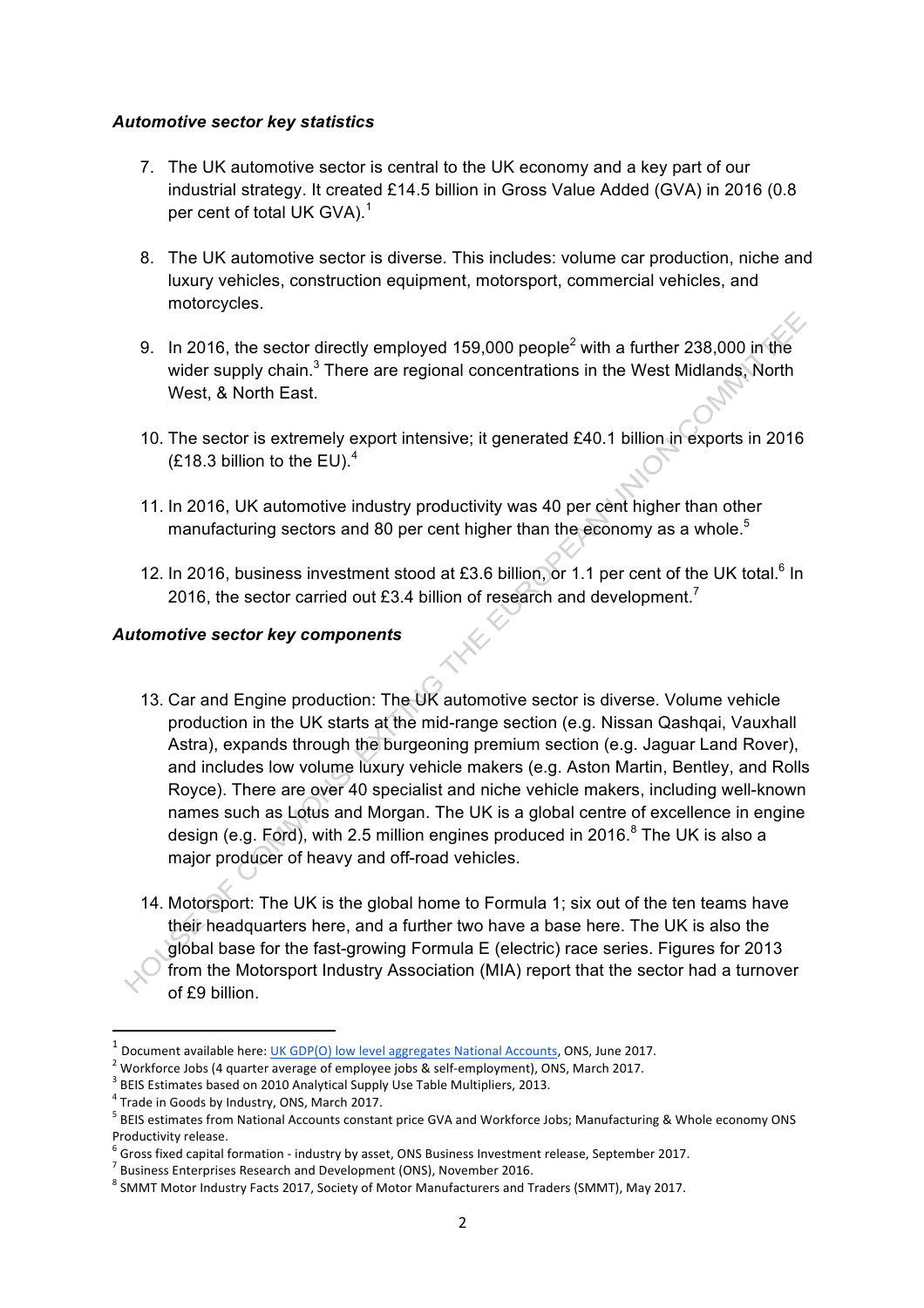***Automotive sector key statistics***

7. The UK automotive sector is central to the UK economy and a key part of our industrial strategy. It created £14.5 billion in Gross Value Added (GVA) in 2016 (0.8 per cent of total UK GVA).[1]

8. The UK automotive sector is diverse. This includes: volume car production, niche and luxury vehicles, construction equipment, motorsport, commercial vehicles, and motorcycles.

9. In 2016, the sector directly employed 159,000 people[2] with a further 238,000 in the wider supply chain.[3] There are regional concentrations in the West Midlands, North West, & North East.

10. The sector is extremely export intensive; it generated £40.1 billion in exports in 2016 (£18.3 billion to the EU).[4]

11. In 2016, UK automotive industry productivity was 40 per cent higher than other manufacturing sectors and 80 per cent higher than the economy as a whole.[5]

12. In 2016, business investment stood at £3.6 billion, or 1.1 per cent of the UK total.[6] In 2016, the sector carried out £3.4 billion of research and development.[7]

***Automotive sector key components***

13. Car and Engine production: The UK automotive sector is diverse. Volume vehicle production in the UK starts at the mid-range section (e.g. Nissan Qashqai, Vauxhall Astra), expands through the burgeoning premium section (e.g. Jaguar Land Rover), and includes low volume luxury vehicle makers (e.g. Aston Martin, Bentley, and Rolls Royce). There are over 40 specialist and niche vehicle makers, including well-known names such as Lotus and Morgan. The UK is a global centre of excellence in engine design (e.g. Ford), with 2.5 million engines produced in 2016.[8] The UK is also a major producer of heavy and off-road vehicles.

14. Motorsport: The UK is the global home to Formula 1; six out of the ten teams have their headquarters here, and a further two have a base here. The UK is also the global base for the fast-growing Formula E (electric) race series. Figures for 2013 from the Motorsport Industry Association (MIA) report that the sector had a turnover of £9 billion.

---

[1] Document available here: UK GDP(O) low level aggregates National Accounts, ONS, June 2017.
[2] Workforce Jobs (4 quarter average of employee jobs & self-employment), ONS, March 2017.
[3] BEIS Estimates based on 2010 Analytical Supply Use Table Multipliers, 2013.
[4] Trade in Goods by Industry, ONS, March 2017.
[5] BEIS estimates from National Accounts constant price GVA and Workforce Jobs; Manufacturing & Whole economy ONS Productivity release.
[6] Gross fixed capital formation - industry by asset, ONS Business Investment release, September 2017.
[7] Business Enterprises Research and Development (ONS), November 2016.
[8] SMMT Motor Industry Facts 2017, Society of Motor Manufacturers and Traders (SMMT), May 2017.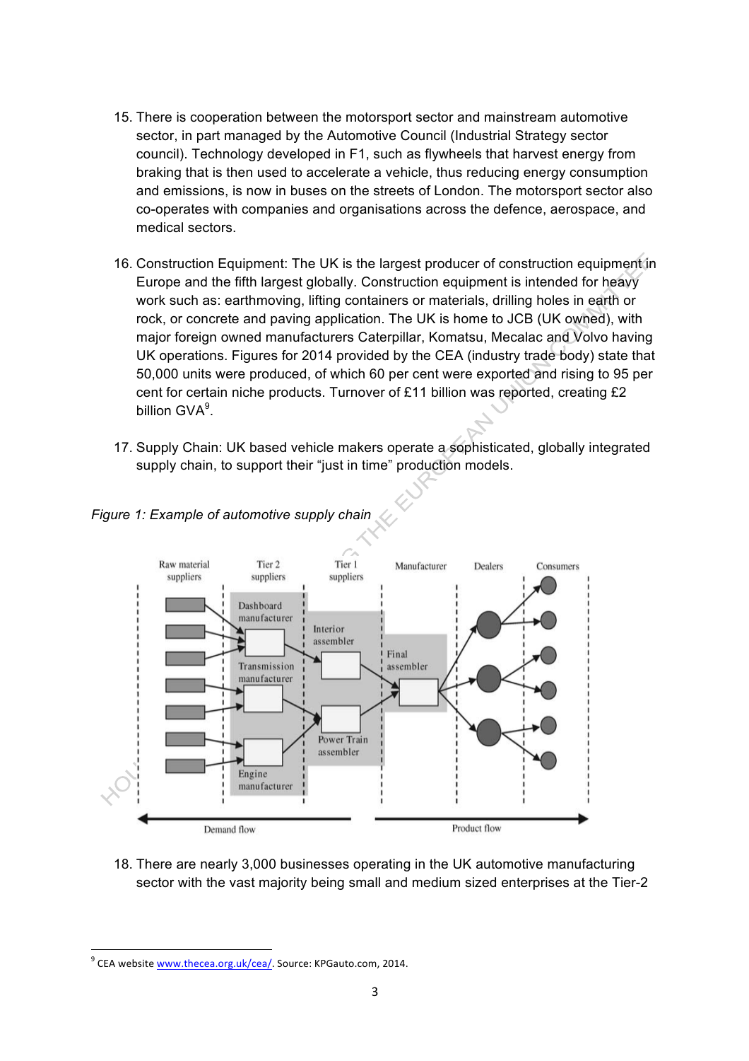15. There is cooperation between the motorsport sector and mainstream automotive sector, in part managed by the Automotive Council (Industrial Strategy sector council). Technology developed in F1, such as flywheels that harvest energy from braking that is then used to accelerate a vehicle, thus reducing energy consumption and emissions, is now in buses on the streets of London. The motorsport sector also co-operates with companies and organisations across the defence, aerospace, and medical sectors.

16. Construction Equipment: The UK is the largest producer of construction equipment in Europe and the fifth largest globally. Construction equipment is intended for heavy work such as: earthmoving, lifting containers or materials, drilling holes in earth or rock, or concrete and paving application. The UK is home to JCB (UK owned), with major foreign owned manufacturers Caterpillar, Komatsu, Mecalac and Volvo having UK operations. Figures for 2014 provided by the CEA (industry trade body) state that 50,000 units were produced, of which 60 per cent were exported and rising to 95 per cent for certain niche products. Turnover of £11 billion was reported, creating £2 billion GVA[9].

17. Supply Chain: UK based vehicle makers operate a sophisticated, globally integrated supply chain, to support their "just in time" production models.

*Figure 1: Example of automotive supply chain*

18. There are nearly 3,000 businesses operating in the UK automotive manufacturing sector with the vast majority being small and medium sized enterprises at the Tier-2

[9] CEA website www.thecea.org.uk/cea/. Source: KPGauto.com, 2014.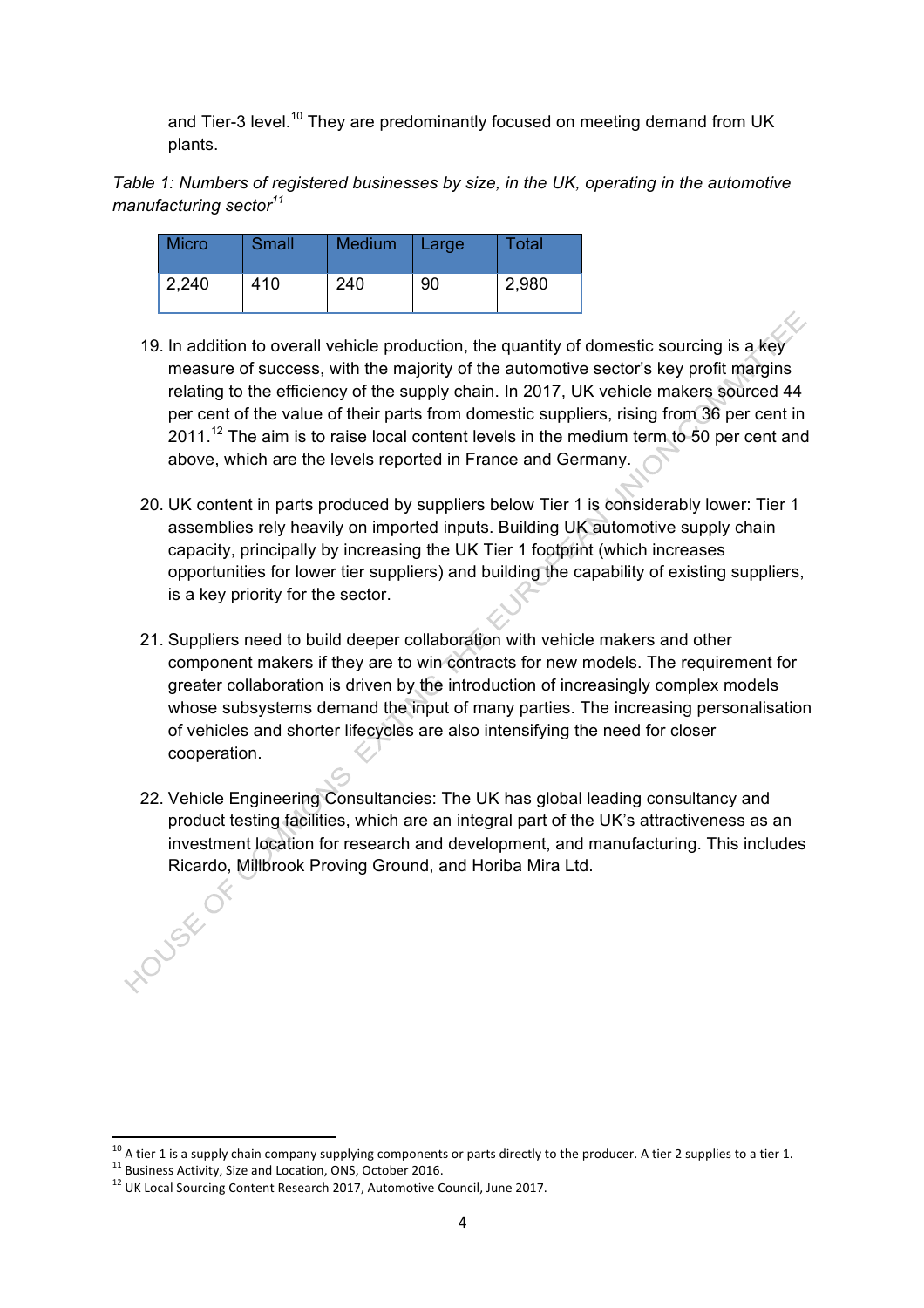and Tier-3 level.[10] They are predominantly focused on meeting demand from UK plants.

*Table 1: Numbers of registered businesses by size, in the UK, operating in the automotive manufacturing sector[11]*

| Micro | Small | Medium | Large | Total |
|---|---|---|---|---|
| 2,240 | 410 | 240 | 90 | 2,980 |

19. In addition to overall vehicle production, the quantity of domestic sourcing is a key measure of success, with the majority of the automotive sector's key profit margins relating to the efficiency of the supply chain. In 2017, UK vehicle makers sourced 44 per cent of the value of their parts from domestic suppliers, rising from 36 per cent in 2011.[12] The aim is to raise local content levels in the medium term to 50 per cent and above, which are the levels reported in France and Germany.

20. UK content in parts produced by suppliers below Tier 1 is considerably lower: Tier 1 assemblies rely heavily on imported inputs. Building UK automotive supply chain capacity, principally by increasing the UK Tier 1 footprint (which increases opportunities for lower tier suppliers) and building the capability of existing suppliers, is a key priority for the sector.

21. Suppliers need to build deeper collaboration with vehicle makers and other component makers if they are to win contracts for new models. The requirement for greater collaboration is driven by the introduction of increasingly complex models whose subsystems demand the input of many parties. The increasing personalisation of vehicles and shorter lifecycles are also intensifying the need for closer cooperation.

22. Vehicle Engineering Consultancies: The UK has global leading consultancy and product testing facilities, which are an integral part of the UK's attractiveness as an investment location for research and development, and manufacturing. This includes Ricardo, Millbrook Proving Ground, and Horiba Mira Ltd.

---

[10] A tier 1 is a supply chain company supplying components or parts directly to the producer. A tier 2 supplies to a tier 1.

[11] Business Activity, Size and Location, ONS, October 2016.

[12] UK Local Sourcing Content Research 2017, Automotive Council, June 2017.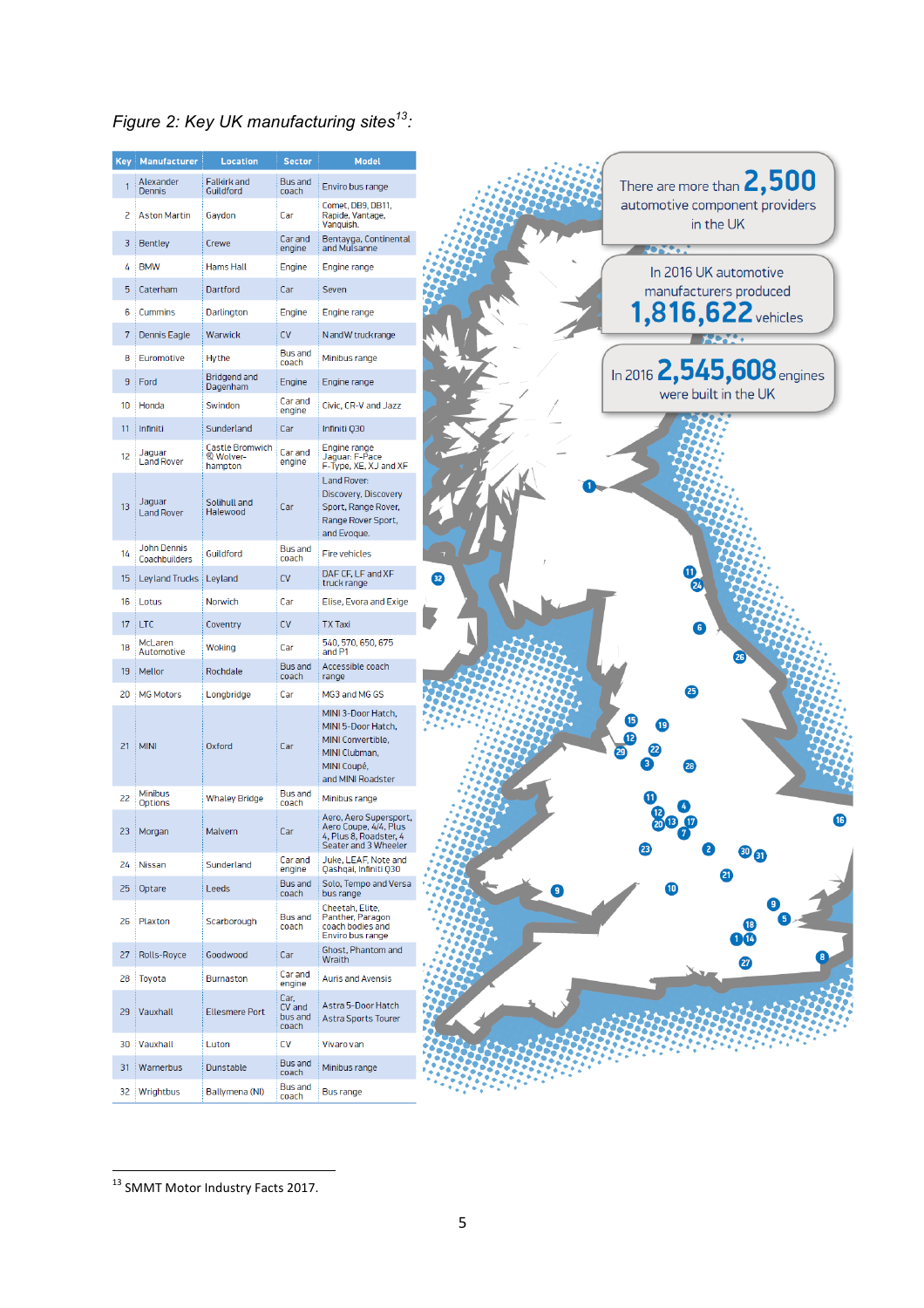*Figure 2: Key UK manufacturing sites[13]:*

| Key | Manufacturer | Location | Sector | Model |
|---|---|---|---|---|
| 1 | Alexander Dennis | Falkirk and Guildford | Bus and coach | Enviro bus range |
| 2 | Aston Martin | Gaydon | Car | Comet, DB9, DB11, Rapide, Vantage, Vanquish. |
| 3 | Bentley | Crewe | Car and engine | Bentayga, Continental and Mulsanne |
| 4 | BMW | Hams Hall | Engine | Engine range |
| 5 | Caterham | Dartford | Car | Seven |
| 6 | Cummins | Darlington | Engine | Engine range |
| 7 | Dennis Eagle | Warwick | CV | N and W truck range |
| 8 | Euromotive | Hythe | Bus and coach | Minibus range |
| 9 | Ford | Bridgend and Dagenham | Engine | Engine range |
| 10 | Honda | Swindon | Car and engine | Civic, CR-V and Jazz |
| 11 | Infiniti | Sunderland | Car | Infiniti Q30 |
| 12 | Jaguar Land Rover | Castle Bromwich & Wolverhampton | Car and engine | Engine range Jaguar: F-Pace F-Type, XE, XJ and XF |
| 13 | Jaguar Land Rover | Solihull and Halewood | Car | Land Rover: Discovery, Discovery Sport, Range Rover, Range Rover Sport, and Evoque. |
| 14 | John Dennis Coachbuilders | Guildford | Bus and coach | Fire vehicles |
| 15 | Leyland Trucks | Leyland | CV | DAF CF, LF and XF truck range |
| 16 | Lotus | Norwich | Car | Elise, Evora and Exige |
| 17 | LTC | Coventry | CV | TX Taxi |
| 18 | McLaren Automotive | Woking | Car | 540, 570, 650, 675 and P1 |
| 19 | Mellor | Rochdale | Bus and coach | Accessible coach range |
| 20 | MG Motors | Longbridge | Car | MG3 and MG GS |
| 21 | MINI | Oxford | Car | MINI 3-Door Hatch, MINI 5-Door Hatch, MINI Convertible, MINI Clubman, MINI Coupé, and MINI Roadster |
| 22 | Minibus Options | Whaley Bridge | Bus and coach | Minibus range |
| 23 | Morgan | Malvern | Car | Aero, Aero Supersport, Aero Coupe, 4/4, Plus 4, Plus 8, Roadster, 4 Seater and 3 Wheeler |
| 24 | Nissan | Sunderland | Car and engine | Juke, LEAF, Note and Qashqai, Infiniti Q30 |
| 25 | Optare | Leeds | Bus and coach | Solo, Tempo and Versa bus range |
| 26 | Plaxton | Scarborough | Bus and coach | Cheetah, Elite, Panther, Paragon coach bodies and Enviro bus range |
| 27 | Rolls-Royce | Goodwood | Car | Ghost, Phantom and Wraith |
| 28 | Toyota | Burnaston | Car and engine | Auris and Avensis |
| 29 | Vauxhall | Ellesmere Port | Car, CV and bus and coach | Astra 5-Door Hatch Astra Sports Tourer |
| 30 | Vauxhall | Luton | CV | Vivaro van |
| 31 | Warnerbus | Dunstable | Bus and coach | Minibus range |
| 32 | Wrightbus | Ballymena (NI) | Bus and coach | Bus range |

There are more than **2,500** automotive component providers in the UK

In 2016 UK automotive manufacturers produced **1,816,622** vehicles

In 2016 **2,545,608** engines were built in the UK

[13] SMMT Motor Industry Facts 2017.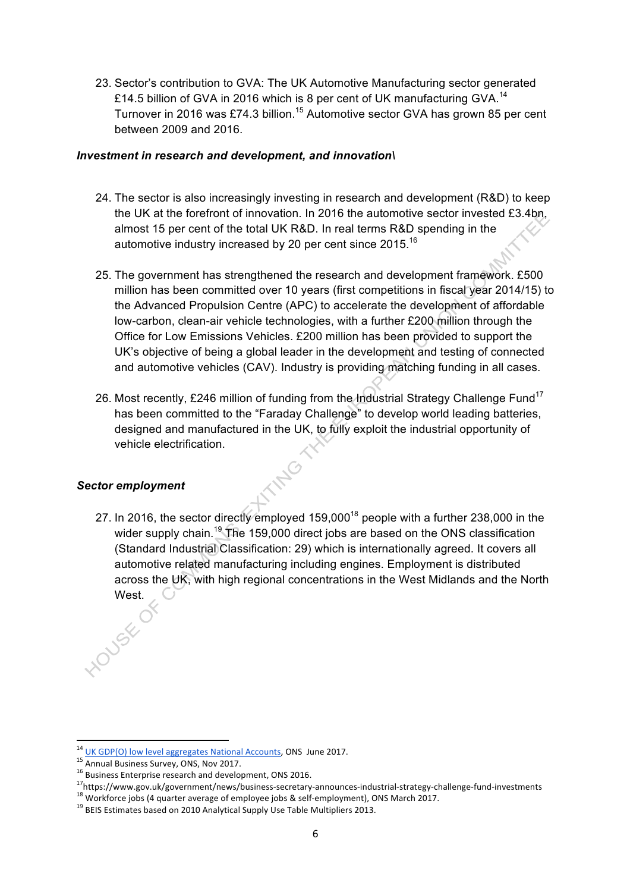23. Sector's contribution to GVA: The UK Automotive Manufacturing sector generated £14.5 billion of GVA in 2016 which is 8 per cent of UK manufacturing GVA.[14] Turnover in 2016 was £74.3 billion.[15] Automotive sector GVA has grown 85 per cent between 2009 and 2016.

***Investment in research and development, and innovation\***

24. The sector is also increasingly investing in research and development (R&D) to keep the UK at the forefront of innovation. In 2016 the automotive sector invested £3.4bn, almost 15 per cent of the total UK R&D. In real terms R&D spending in the automotive industry increased by 20 per cent since 2015.[16]

25. The government has strengthened the research and development framework. £500 million has been committed over 10 years (first competitions in fiscal year 2014/15) to the Advanced Propulsion Centre (APC) to accelerate the development of affordable low-carbon, clean-air vehicle technologies, with a further £200 million through the Office for Low Emissions Vehicles. £200 million has been provided to support the UK's objective of being a global leader in the development and testing of connected and automotive vehicles (CAV). Industry is providing matching funding in all cases.

26. Most recently, £246 million of funding from the Industrial Strategy Challenge Fund[17] has been committed to the "Faraday Challenge" to develop world leading batteries, designed and manufactured in the UK, to fully exploit the industrial opportunity of vehicle electrification.

***Sector employment***

27. In 2016, the sector directly employed 159,000[18] people with a further 238,000 in the wider supply chain.[19] The 159,000 direct jobs are based on the ONS classification (Standard Industrial Classification: 29) which is internationally agreed. It covers all automotive related manufacturing including engines. Employment is distributed across the UK, with high regional concentrations in the West Midlands and the North West.

---

[14] UK GDP(O) low level aggregates National Accounts, ONS June 2017.
[15] Annual Business Survey, ONS, Nov 2017.
[16] Business Enterprise research and development, ONS 2016.
[17] https://www.gov.uk/government/news/business-secretary-announces-industrial-strategy-challenge-fund-investments
[18] Workforce jobs (4 quarter average of employee jobs & self-employment), ONS March 2017.
[19] BEIS Estimates based on 2010 Analytical Supply Use Table Multipliers 2013.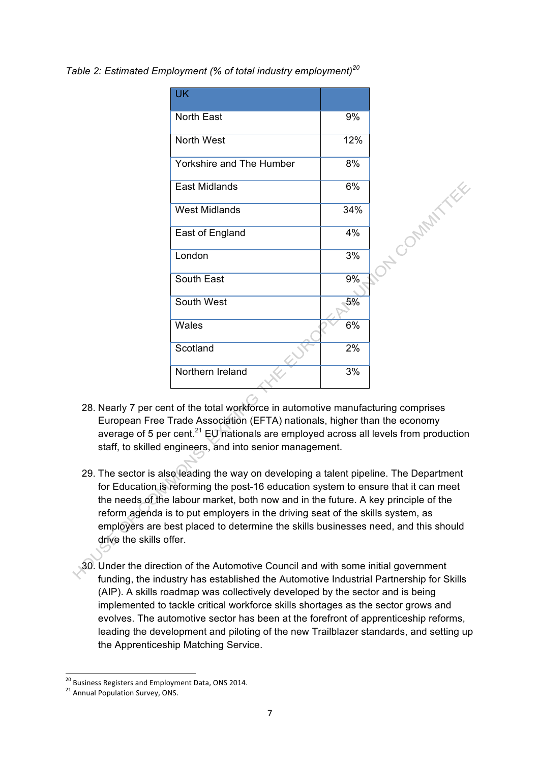*Table 2: Estimated Employment (% of total industry employment)[20]*

| UK | |
|---|---|
| North East | 9% |
| North West | 12% |
| Yorkshire and The Humber | 8% |
| East Midlands | 6% |
| West Midlands | 34% |
| East of England | 4% |
| London | 3% |
| South East | 9% |
| South West | 5% |
| Wales | 6% |
| Scotland | 2% |
| Northern Ireland | 3% |

28. Nearly 7 per cent of the total workforce in automotive manufacturing comprises European Free Trade Association (EFTA) nationals, higher than the economy average of 5 per cent.[21] EU nationals are employed across all levels from production staff, to skilled engineers, and into senior management.

29. The sector is also leading the way on developing a talent pipeline. The Department for Education is reforming the post-16 education system to ensure that it can meet the needs of the labour market, both now and in the future. A key principle of the reform agenda is to put employers in the driving seat of the skills system, as employers are best placed to determine the skills businesses need, and this should drive the skills offer.

30. Under the direction of the Automotive Council and with some initial government funding, the industry has established the Automotive Industrial Partnership for Skills (AIP). A skills roadmap was collectively developed by the sector and is being implemented to tackle critical workforce skills shortages as the sector grows and evolves. The automotive sector has been at the forefront of apprenticeship reforms, leading the development and piloting of the new Trailblazer standards, and setting up the Apprenticeship Matching Service.

---

[20] Business Registers and Employment Data, ONS 2014.

[21] Annual Population Survey, ONS.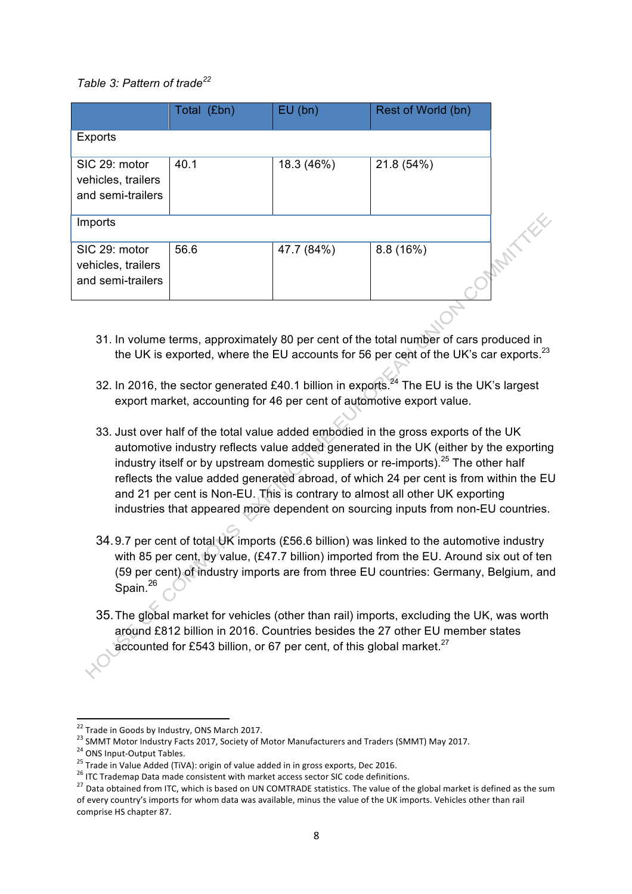*Table 3: Pattern of trade*[22]

| | Total (£bn) | EU (bn) | Rest of World (bn) |
|---|---|---|---|
| Exports | | | |
| SIC 29: motor vehicles, trailers and semi-trailers | 40.1 | 18.3 (46%) | 21.8 (54%) |
| Imports | | | |
| SIC 29: motor vehicles, trailers and semi-trailers | 56.6 | 47.7 (84%) | 8.8 (16%) |

31. In volume terms, approximately 80 per cent of the total number of cars produced in the UK is exported, where the EU accounts for 56 per cent of the UK's car exports.[23]

32. In 2016, the sector generated £40.1 billion in exports.[24] The EU is the UK's largest export market, accounting for 46 per cent of automotive export value.

33. Just over half of the total value added embodied in the gross exports of the UK automotive industry reflects value added generated in the UK (either by the exporting industry itself or by upstream domestic suppliers or re-imports).[25] The other half reflects the value added generated abroad, of which 24 per cent is from within the EU and 21 per cent is Non-EU. This is contrary to almost all other UK exporting industries that appeared more dependent on sourcing inputs from non-EU countries.

34. 9.7 per cent of total UK imports (£56.6 billion) was linked to the automotive industry with 85 per cent, by value, (£47.7 billion) imported from the EU. Around six out of ten (59 per cent) of industry imports are from three EU countries: Germany, Belgium, and Spain.[26]

35. The global market for vehicles (other than rail) imports, excluding the UK, was worth around £812 billion in 2016. Countries besides the 27 other EU member states accounted for £543 billion, or 67 per cent, of this global market.[27]

---

[22] Trade in Goods by Industry, ONS March 2017.

[23] SMMT Motor Industry Facts 2017, Society of Motor Manufacturers and Traders (SMMT) May 2017.

[24] ONS Input-Output Tables.

[25] Trade in Value Added (TiVA): origin of value added in in gross exports, Dec 2016.

[26] ITC Trademap Data made consistent with market access sector SIC code definitions.

[27] Data obtained from ITC, which is based on UN COMTRADE statistics. The value of the global market is defined as the sum of every country's imports for whom data was available, minus the value of the UK imports. Vehicles other than rail comprise HS chapter 87.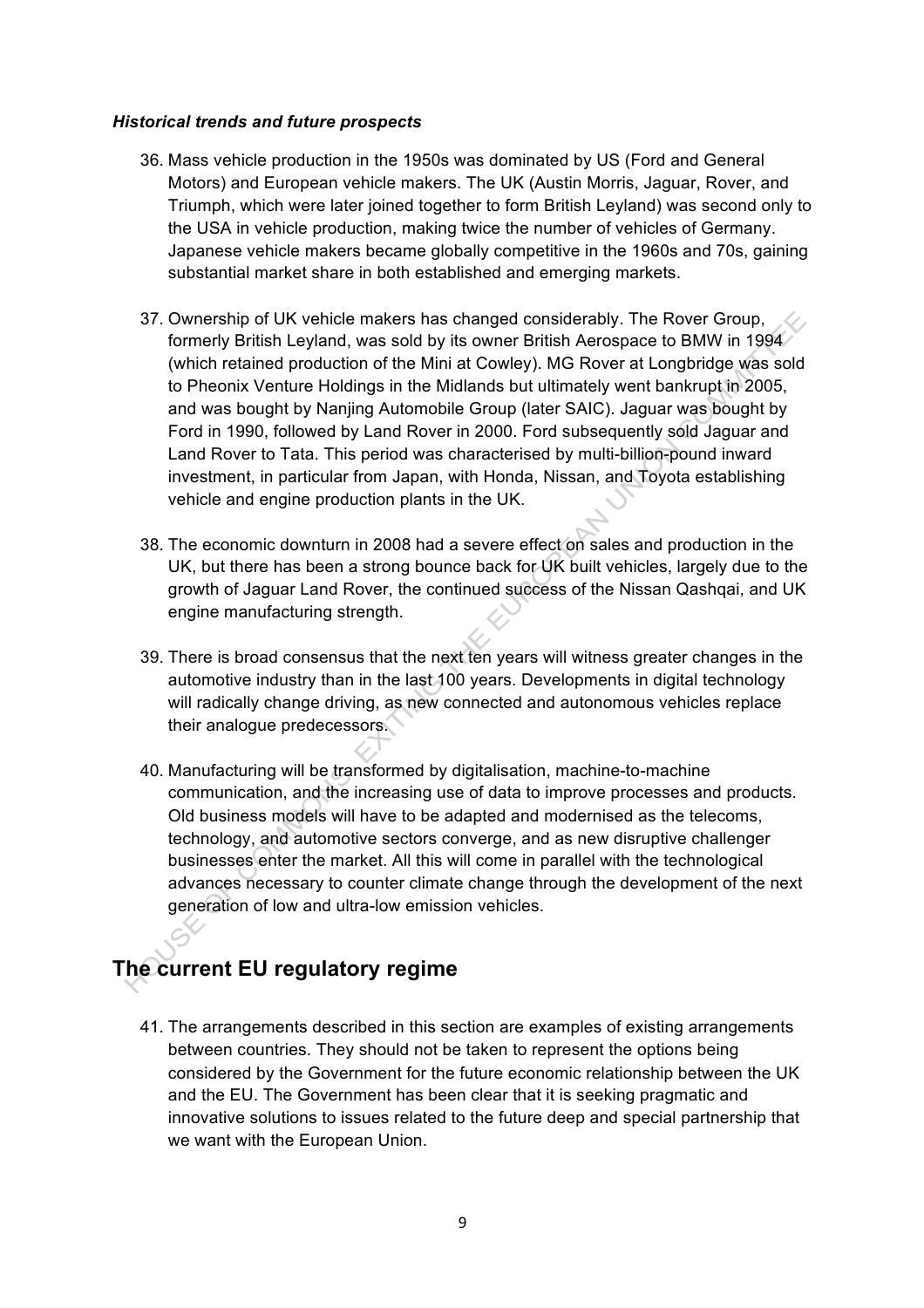***Historical trends and future prospects***

36. Mass vehicle production in the 1950s was dominated by US (Ford and General Motors) and European vehicle makers. The UK (Austin Morris, Jaguar, Rover, and Triumph, which were later joined together to form British Leyland) was second only to the USA in vehicle production, making twice the number of vehicles of Germany. Japanese vehicle makers became globally competitive in the 1960s and 70s, gaining substantial market share in both established and emerging markets.

37. Ownership of UK vehicle makers has changed considerably. The Rover Group, formerly British Leyland, was sold by its owner British Aerospace to BMW in 1994 (which retained production of the Mini at Cowley). MG Rover at Longbridge was sold to Pheonix Venture Holdings in the Midlands but ultimately went bankrupt in 2005, and was bought by Nanjing Automobile Group (later SAIC). Jaguar was bought by Ford in 1990, followed by Land Rover in 2000. Ford subsequently sold Jaguar and Land Rover to Tata. This period was characterised by multi-billion-pound inward investment, in particular from Japan, with Honda, Nissan, and Toyota establishing vehicle and engine production plants in the UK.

38. The economic downturn in 2008 had a severe effect on sales and production in the UK, but there has been a strong bounce back for UK built vehicles, largely due to the growth of Jaguar Land Rover, the continued success of the Nissan Qashqai, and UK engine manufacturing strength.

39. There is broad consensus that the next ten years will witness greater changes in the automotive industry than in the last 100 years. Developments in digital technology will radically change driving, as new connected and autonomous vehicles replace their analogue predecessors.

40. Manufacturing will be transformed by digitalisation, machine-to-machine communication, and the increasing use of data to improve processes and products. Old business models will have to be adapted and modernised as the telecoms, technology, and automotive sectors converge, and as new disruptive challenger businesses enter the market. All this will come in parallel with the technological advances necessary to counter climate change through the development of the next generation of low and ultra-low emission vehicles.

## The current EU regulatory regime

41. The arrangements described in this section are examples of existing arrangements between countries. They should not be taken to represent the options being considered by the Government for the future economic relationship between the UK and the EU. The Government has been clear that it is seeking pragmatic and innovative solutions to issues related to the future deep and special partnership that we want with the European Union.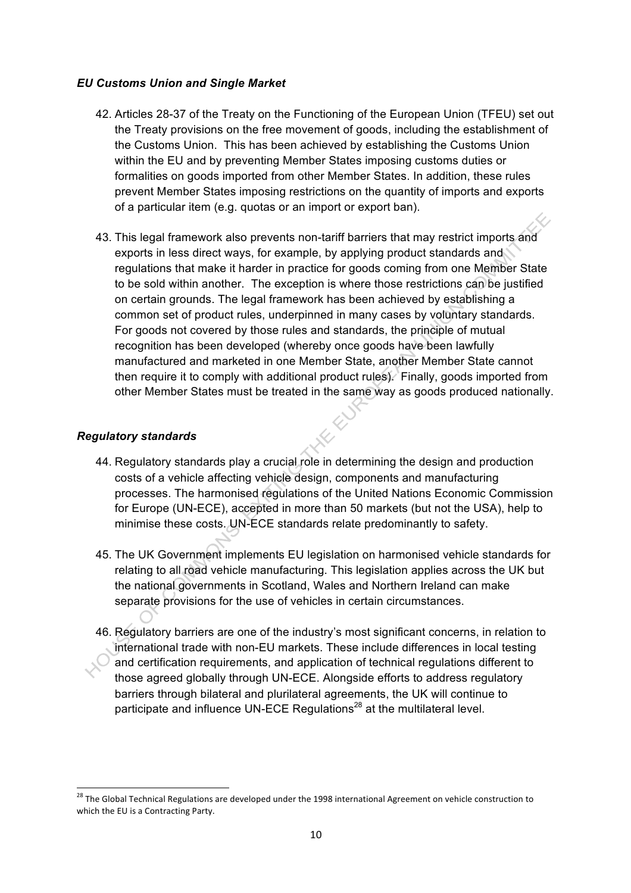### *EU Customs Union and Single Market*

42. Articles 28-37 of the Treaty on the Functioning of the European Union (TFEU) set out the Treaty provisions on the free movement of goods, including the establishment of the Customs Union. This has been achieved by establishing the Customs Union within the EU and by preventing Member States imposing customs duties or formalities on goods imported from other Member States. In addition, these rules prevent Member States imposing restrictions on the quantity of imports and exports of a particular item (e.g. quotas or an import or export ban).

43. This legal framework also prevents non-tariff barriers that may restrict imports and exports in less direct ways, for example, by applying product standards and regulations that make it harder in practice for goods coming from one Member State to be sold within another. The exception is where those restrictions can be justified on certain grounds. The legal framework has been achieved by establishing a common set of product rules, underpinned in many cases by voluntary standards. For goods not covered by those rules and standards, the principle of mutual recognition has been developed (whereby once goods have been lawfully manufactured and marketed in one Member State, another Member State cannot then require it to comply with additional product rules). Finally, goods imported from other Member States must be treated in the same way as goods produced nationally.

### *Regulatory standards*

44. Regulatory standards play a crucial role in determining the design and production costs of a vehicle affecting vehicle design, components and manufacturing processes. The harmonised regulations of the United Nations Economic Commission for Europe (UN-ECE), accepted in more than 50 markets (but not the USA), help to minimise these costs. UN-ECE standards relate predominantly to safety.

45. The UK Government implements EU legislation on harmonised vehicle standards for relating to all road vehicle manufacturing. This legislation applies across the UK but the national governments in Scotland, Wales and Northern Ireland can make separate provisions for the use of vehicles in certain circumstances.

46. Regulatory barriers are one of the industry's most significant concerns, in relation to international trade with non-EU markets. These include differences in local testing and certification requirements, and application of technical regulations different to those agreed globally through UN-ECE. Alongside efforts to address regulatory barriers through bilateral and plurilateral agreements, the UK will continue to participate and influence UN-ECE Regulations[28] at the multilateral level.

---

[28] The Global Technical Regulations are developed under the 1998 international Agreement on vehicle construction to which the EU is a Contracting Party.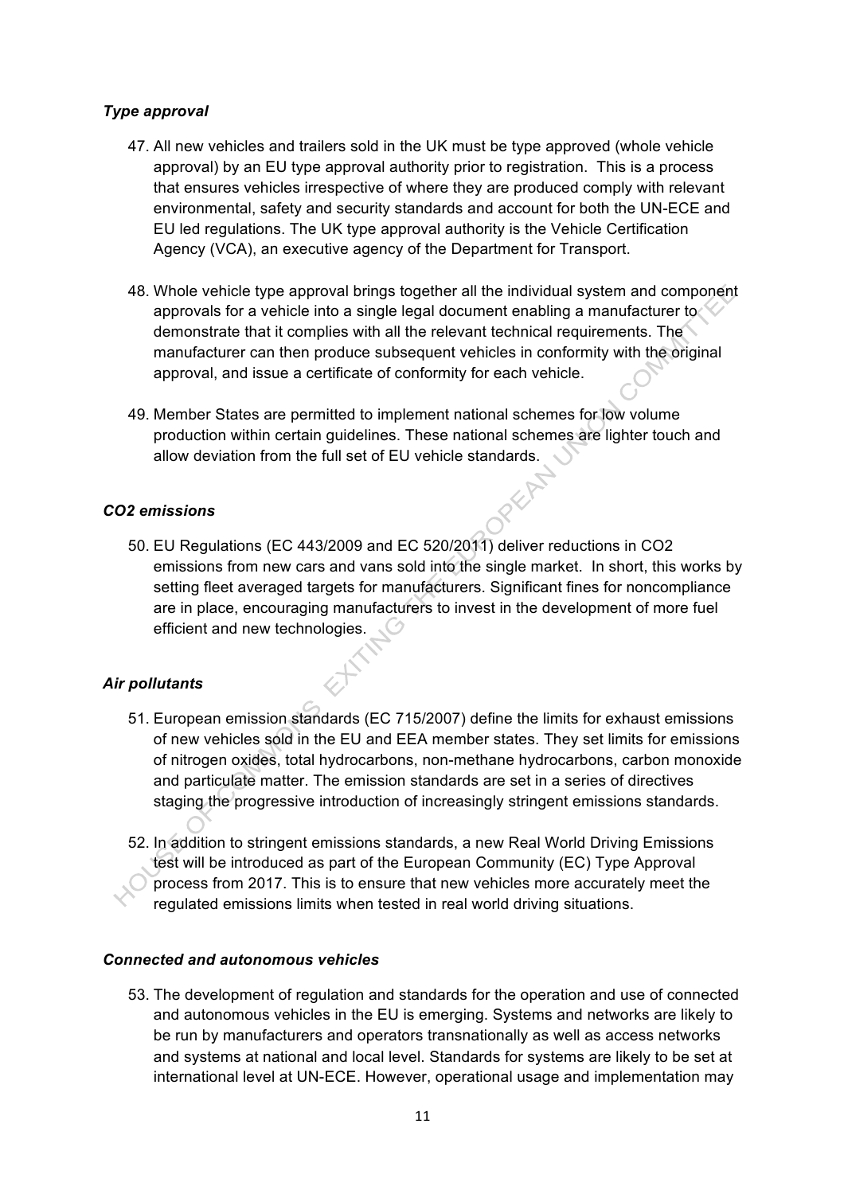### *Type approval*

47. All new vehicles and trailers sold in the UK must be type approved (whole vehicle approval) by an EU type approval authority prior to registration. This is a process that ensures vehicles irrespective of where they are produced comply with relevant environmental, safety and security standards and account for both the UN-ECE and EU led regulations. The UK type approval authority is the Vehicle Certification Agency (VCA), an executive agency of the Department for Transport.

48. Whole vehicle type approval brings together all the individual system and component approvals for a vehicle into a single legal document enabling a manufacturer to demonstrate that it complies with all the relevant technical requirements. The manufacturer can then produce subsequent vehicles in conformity with the original approval, and issue a certificate of conformity for each vehicle.

49. Member States are permitted to implement national schemes for low volume production within certain guidelines. These national schemes are lighter touch and allow deviation from the full set of EU vehicle standards.

### *CO2 emissions*

50. EU Regulations (EC 443/2009 and EC 520/2011) deliver reductions in $CO_2$ emissions from new cars and vans sold into the single market. In short, this works by setting fleet averaged targets for manufacturers. Significant fines for noncompliance are in place, encouraging manufacturers to invest in the development of more fuel efficient and new technologies.

### *Air pollutants*

51. European emission standards (EC 715/2007) define the limits for exhaust emissions of new vehicles sold in the EU and EEA member states. They set limits for emissions of nitrogen oxides, total hydrocarbons, non-methane hydrocarbons, carbon monoxide and particulate matter. The emission standards are set in a series of directives staging the progressive introduction of increasingly stringent emissions standards.

52. In addition to stringent emissions standards, a new Real World Driving Emissions test will be introduced as part of the European Community (EC) Type Approval process from 2017. This is to ensure that new vehicles more accurately meet the regulated emissions limits when tested in real world driving situations.

### *Connected and autonomous vehicles*

53. The development of regulation and standards for the operation and use of connected and autonomous vehicles in the EU is emerging. Systems and networks are likely to be run by manufacturers and operators transnationally as well as access networks and systems at national and local level. Standards for systems are likely to be set at international level at UN-ECE. However, operational usage and implementation may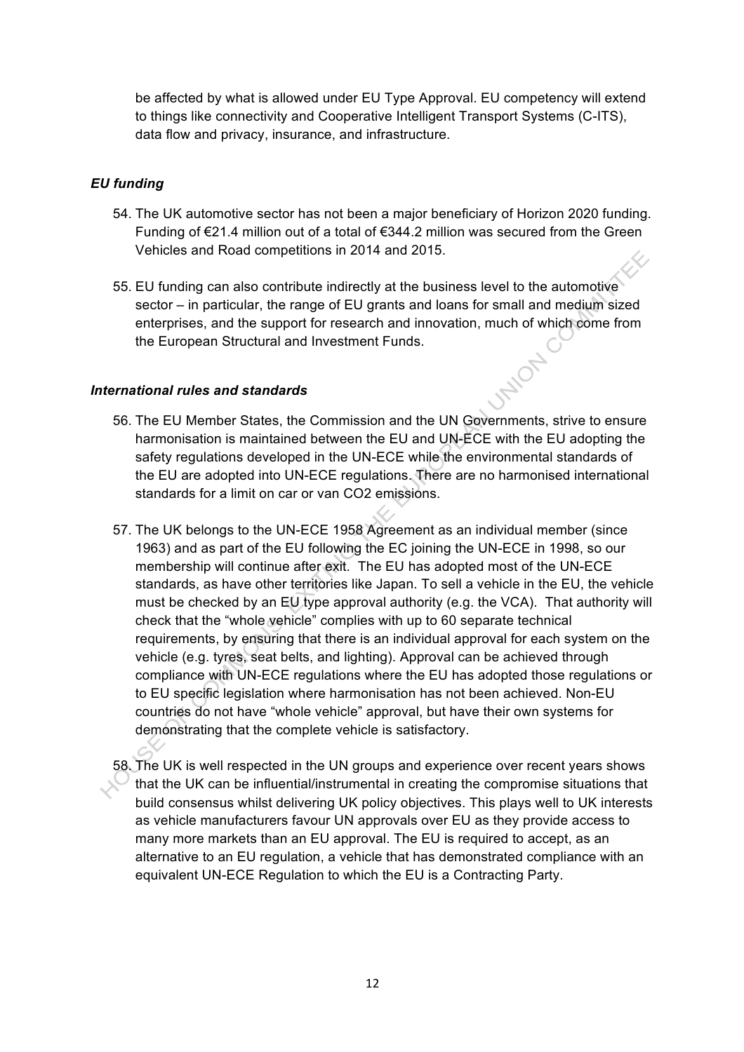be affected by what is allowed under EU Type Approval. EU competency will extend to things like connectivity and Cooperative Intelligent Transport Systems (C-ITS), data flow and privacy, insurance, and infrastructure.

### *EU funding*

54. The UK automotive sector has not been a major beneficiary of Horizon 2020 funding. Funding of €21.4 million out of a total of €344.2 million was secured from the Green Vehicles and Road competitions in 2014 and 2015.

55. EU funding can also contribute indirectly at the business level to the automotive sector – in particular, the range of EU grants and loans for small and medium sized enterprises, and the support for research and innovation, much of which come from the European Structural and Investment Funds.

### *International rules and standards*

56. The EU Member States, the Commission and the UN Governments, strive to ensure harmonisation is maintained between the EU and UN-ECE with the EU adopting the safety regulations developed in the UN-ECE while the environmental standards of the EU are adopted into UN-ECE regulations. There are no harmonised international standards for a limit on car or van $CO_2$ emissions.

57. The UK belongs to the UN-ECE 1958 Agreement as an individual member (since 1963) and as part of the EU following the EC joining the UN-ECE in 1998, so our membership will continue after exit. The EU has adopted most of the UN-ECE standards, as have other territories like Japan. To sell a vehicle in the EU, the vehicle must be checked by an EU type approval authority (e.g. the VCA). That authority will check that the "whole vehicle" complies with up to 60 separate technical requirements, by ensuring that there is an individual approval for each system on the vehicle (e.g. tyres, seat belts, and lighting). Approval can be achieved through compliance with UN-ECE regulations where the EU has adopted those regulations or to EU specific legislation where harmonisation has not been achieved. Non-EU countries do not have "whole vehicle" approval, but have their own systems for demonstrating that the complete vehicle is satisfactory.

58. The UK is well respected in the UN groups and experience over recent years shows that the UK can be influential/instrumental in creating the compromise situations that build consensus whilst delivering UK policy objectives. This plays well to UK interests as vehicle manufacturers favour UN approvals over EU as they provide access to many more markets than an EU approval. The EU is required to accept, as an alternative to an EU regulation, a vehicle that has demonstrated compliance with an equivalent UN-ECE Regulation to which the EU is a Contracting Party.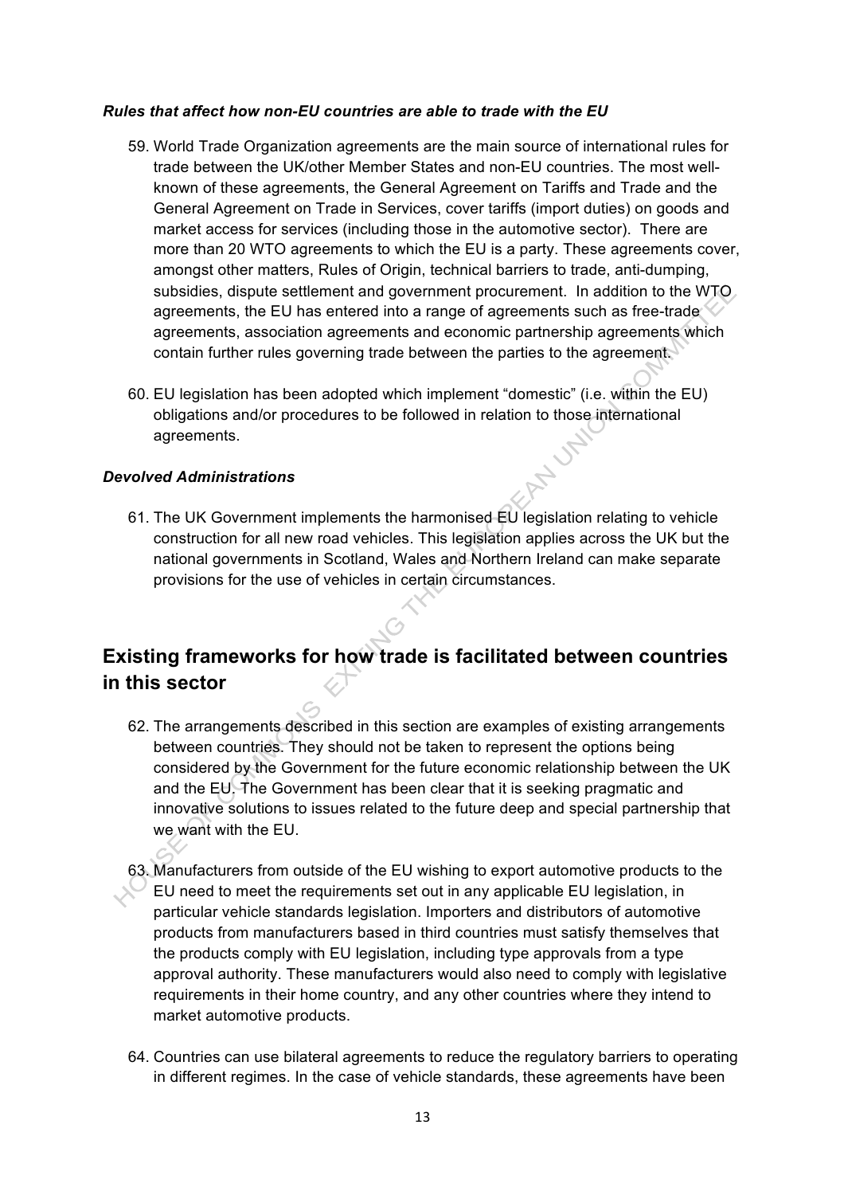### *Rules that affect how non-EU countries are able to trade with the EU*

59. World Trade Organization agreements are the main source of international rules for trade between the UK/other Member States and non-EU countries. The most well-known of these agreements, the General Agreement on Tariffs and Trade and the General Agreement on Trade in Services, cover tariffs (import duties) on goods and market access for services (including those in the automotive sector). There are more than 20 WTO agreements to which the EU is a party. These agreements cover, amongst other matters, Rules of Origin, technical barriers to trade, anti-dumping, subsidies, dispute settlement and government procurement. In addition to the WTO agreements, the EU has entered into a range of agreements such as free-trade agreements, association agreements and economic partnership agreements which contain further rules governing trade between the parties to the agreement.

60. EU legislation has been adopted which implement "domestic" (i.e. within the EU) obligations and/or procedures to be followed in relation to those international agreements.

### *Devolved Administrations*

61. The UK Government implements the harmonised EU legislation relating to vehicle construction for all new road vehicles. This legislation applies across the UK but the national governments in Scotland, Wales and Northern Ireland can make separate provisions for the use of vehicles in certain circumstances.

## Existing frameworks for how trade is facilitated between countries in this sector

62. The arrangements described in this section are examples of existing arrangements between countries. They should not be taken to represent the options being considered by the Government for the future economic relationship between the UK and the EU. The Government has been clear that it is seeking pragmatic and innovative solutions to issues related to the future deep and special partnership that we want with the EU.

63. Manufacturers from outside of the EU wishing to export automotive products to the EU need to meet the requirements set out in any applicable EU legislation, in particular vehicle standards legislation. Importers and distributors of automotive products from manufacturers based in third countries must satisfy themselves that the products comply with EU legislation, including type approvals from a type approval authority. These manufacturers would also need to comply with legislative requirements in their home country, and any other countries where they intend to market automotive products.

64. Countries can use bilateral agreements to reduce the regulatory barriers to operating in different regimes. In the case of vehicle standards, these agreements have been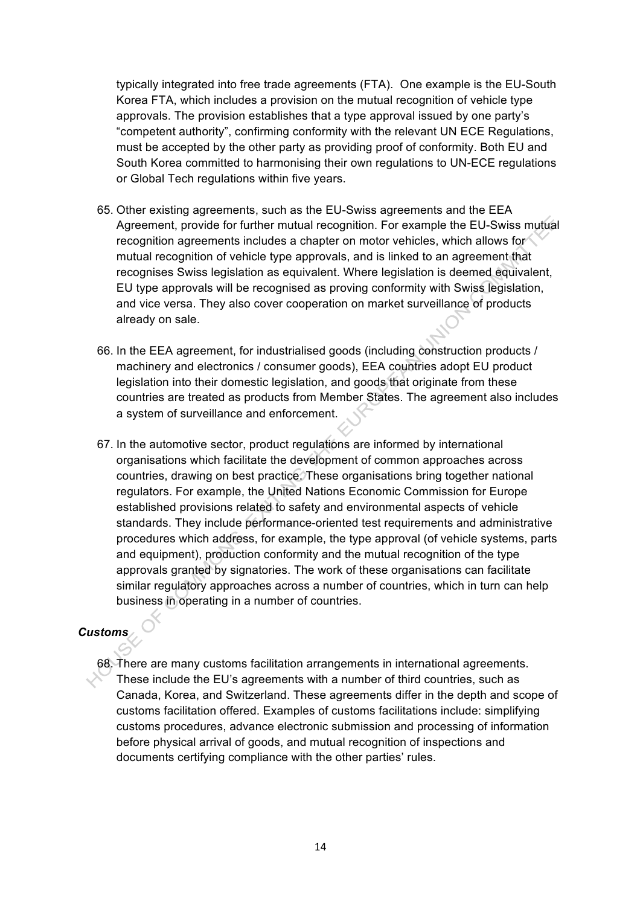typically integrated into free trade agreements (FTA). One example is the EU-South Korea FTA, which includes a provision on the mutual recognition of vehicle type approvals. The provision establishes that a type approval issued by one party's "competent authority", confirming conformity with the relevant UN ECE Regulations, must be accepted by the other party as providing proof of conformity. Both EU and South Korea committed to harmonising their own regulations to UN-ECE regulations or Global Tech regulations within five years.

65. Other existing agreements, such as the EU-Swiss agreements and the EEA Agreement, provide for further mutual recognition. For example the EU-Swiss mutual recognition agreements includes a chapter on motor vehicles, which allows for mutual recognition of vehicle type approvals, and is linked to an agreement that recognises Swiss legislation as equivalent. Where legislation is deemed equivalent, EU type approvals will be recognised as proving conformity with Swiss legislation, and vice versa. They also cover cooperation on market surveillance of products already on sale.

66. In the EEA agreement, for industrialised goods (including construction products / machinery and electronics / consumer goods), EEA countries adopt EU product legislation into their domestic legislation, and goods that originate from these countries are treated as products from Member States. The agreement also includes a system of surveillance and enforcement.

67. In the automotive sector, product regulations are informed by international organisations which facilitate the development of common approaches across countries, drawing on best practice. These organisations bring together national regulators. For example, the United Nations Economic Commission for Europe established provisions related to safety and environmental aspects of vehicle standards. They include performance-oriented test requirements and administrative procedures which address, for example, the type approval (of vehicle systems, parts and equipment), production conformity and the mutual recognition of the type approvals granted by signatories. The work of these organisations can facilitate similar regulatory approaches across a number of countries, which in turn can help business in operating in a number of countries.

***Customs***

68. There are many customs facilitation arrangements in international agreements. These include the EU's agreements with a number of third countries, such as Canada, Korea, and Switzerland. These agreements differ in the depth and scope of customs facilitation offered. Examples of customs facilitations include: simplifying customs procedures, advance electronic submission and processing of information before physical arrival of goods, and mutual recognition of inspections and documents certifying compliance with the other parties' rules.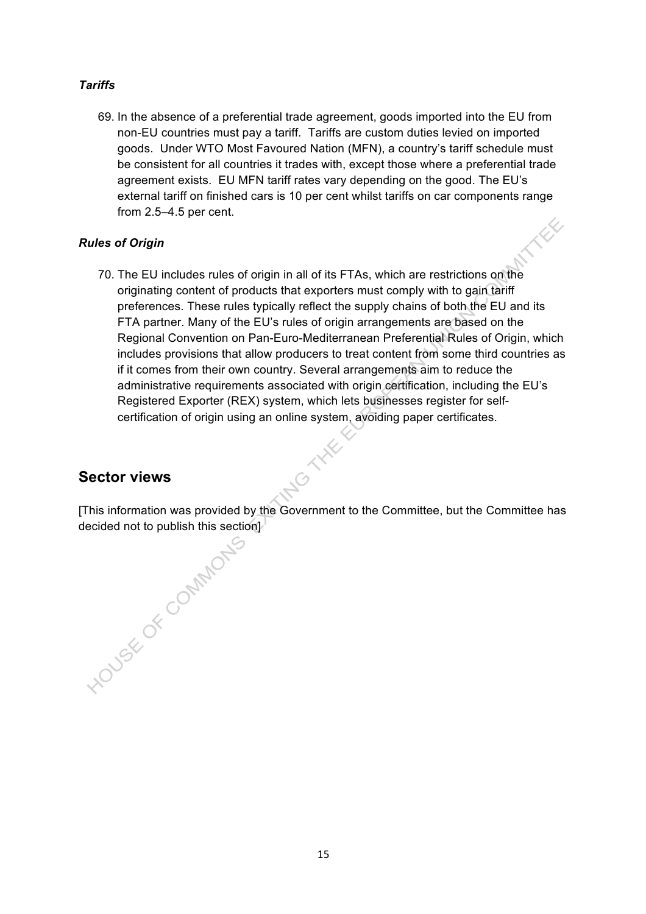*Tariffs*

69. In the absence of a preferential trade agreement, goods imported into the EU from non-EU countries must pay a tariff. Tariffs are custom duties levied on imported goods. Under WTO Most Favoured Nation (MFN), a country's tariff schedule must be consistent for all countries it trades with, except those where a preferential trade agreement exists. EU MFN tariff rates vary depending on the good. The EU's external tariff on finished cars is 10 per cent whilst tariffs on car components range from 2.5–4.5 per cent.

*Rules of Origin*

70. The EU includes rules of origin in all of its FTAs, which are restrictions on the originating content of products that exporters must comply with to gain tariff preferences. These rules typically reflect the supply chains of both the EU and its FTA partner. Many of the EU's rules of origin arrangements are based on the Regional Convention on Pan-Euro-Mediterranean Preferential Rules of Origin, which includes provisions that allow producers to treat content from some third countries as if it comes from their own country. Several arrangements aim to reduce the administrative requirements associated with origin certification, including the EU's Registered Exporter (REX) system, which lets businesses register for self-certification of origin using an online system, avoiding paper certificates.

## Sector views

[This information was provided by the Government to the Committee, but the Committee has decided not to publish this section]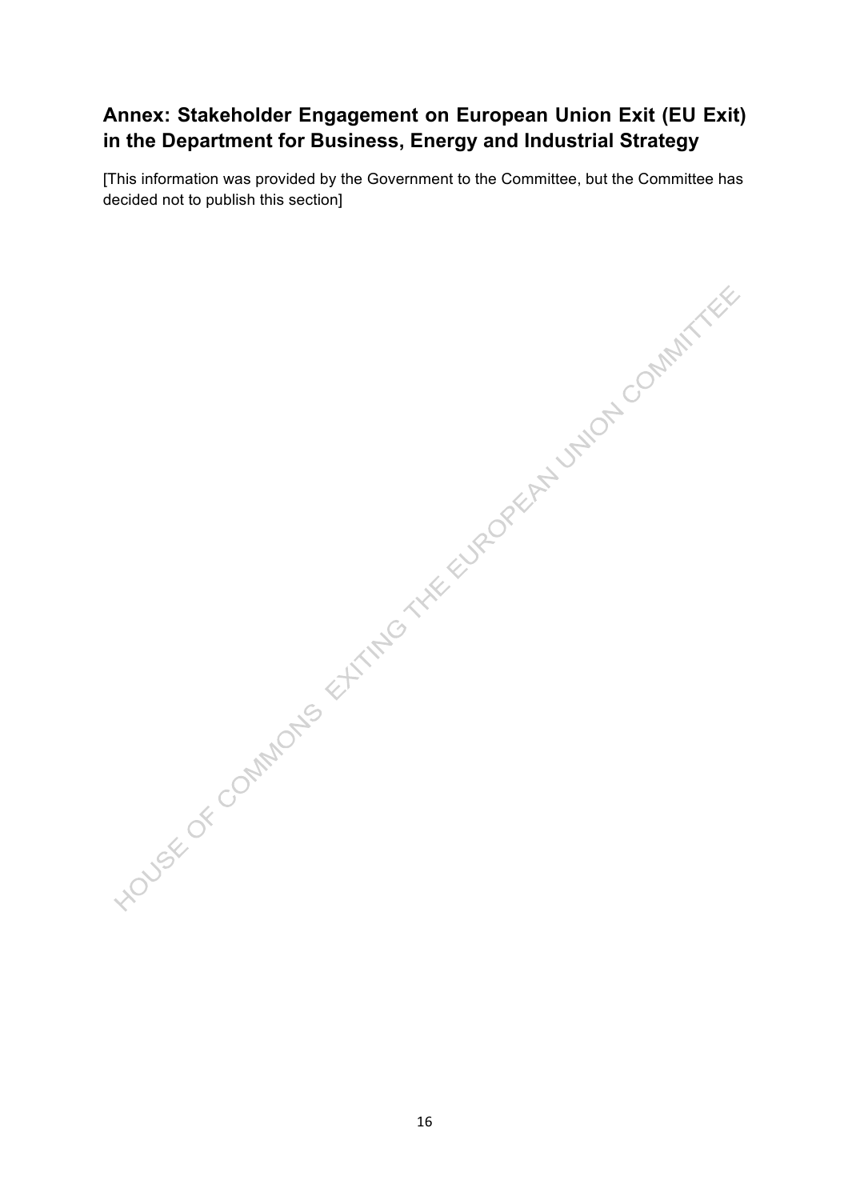## Annex: Stakeholder Engagement on European Union Exit (EU Exit) in the Department for Business, Energy and Industrial Strategy

[This information was provided by the Government to the Committee, but the Committee has decided not to publish this section]